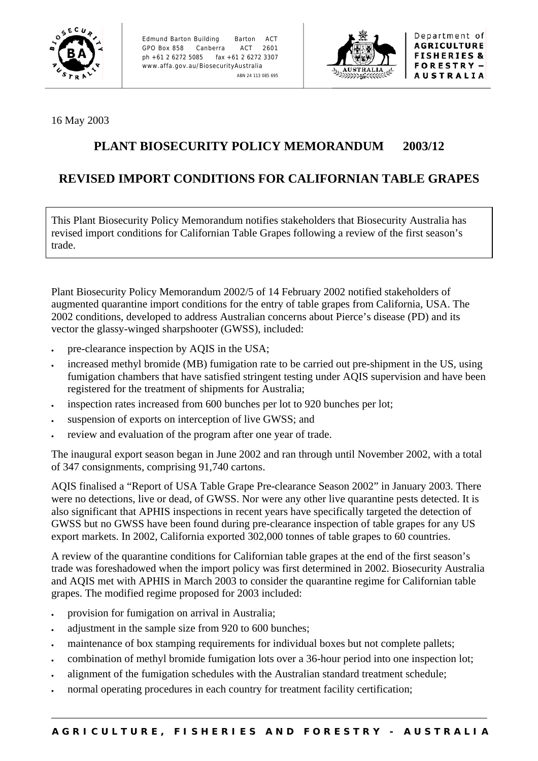16 May 2003

# PLANT BIOSECURITY POLICY MEMORANDUM 2003/12

# REVISED IMPORT CONDITIONS FOR CALIFORNIAN TABLE GRAPES

This Plant Biosecurity Policy Memorandum notifies stakeholders that Biosecurity Australia has revised import conditions for Californian Table Grapes following a review of the first season's trade.

Plant Biosecurity Policy Memorandum 2002/5 of 14 February 2002 notified stakeholders of augmented quarantine import conditions for the entry of table grapes from California, USA. The 2002 conditions, developed to address Australian concerns about Pierce's disease (PD) and its vector the glassy-winged sharpshooter (GWSS), included:

- pre-clearance inspection by AQIS in the USA;
- increased methyl bromide (MB) fumigation rate to be carried out pre-shipment in the US, using fumigation chambers that have satisfied stringent testing under AQIS supervision and have been registered for the treatment of shipments for Australia;
- inspection rates increased from 600 bunches per lot to 920 bunches per lot;
- suspension of exports on interception of live GWSS; and
- review and evaluation of the program after one year of trade.

The inaugural export season began in June 2002 and ran through until November 2002, with a total of 347 consignments, comprising 91,740 cartons.

AQIS finalised a "Report of USA Table Grape Pre-clearance Season 2002" in January 2003. There were no detections, live or dead, of GWSS. Nor were any other live quarantine pests detected. It is also significant that APHIS inspections in recent years have specifically targeted the detection of GWSS but no GWSS have been found during pre-clearance inspection of table grapes for any US export markets. In 2002, California exported 302,000 tonnes of table grapes to 60 countries.

A review of the quarantine conditions for Californian table grapes at the end of the first season's trade was foreshadowed when the import policy was first determined in 2002. Biosecurity Australia and AQIS met with APHIS in March 2003 to consider the quarantine regime for Californian table grapes. The modified regime proposed for 2003 included:

- provision for fumigation on arrival in Australia;
- adjustment in the sample size from 920 to 600 bunches;
- maintenance of box stamping requirements for individual boxes but not complete pallets;
- combination of methyl bromide fumigation lots over a 36-hour period into one inspection lot;
- alignment of the fumigation schedules with the Australian standard treatment schedule;
- normal operating procedures in each country for treatment facility certification;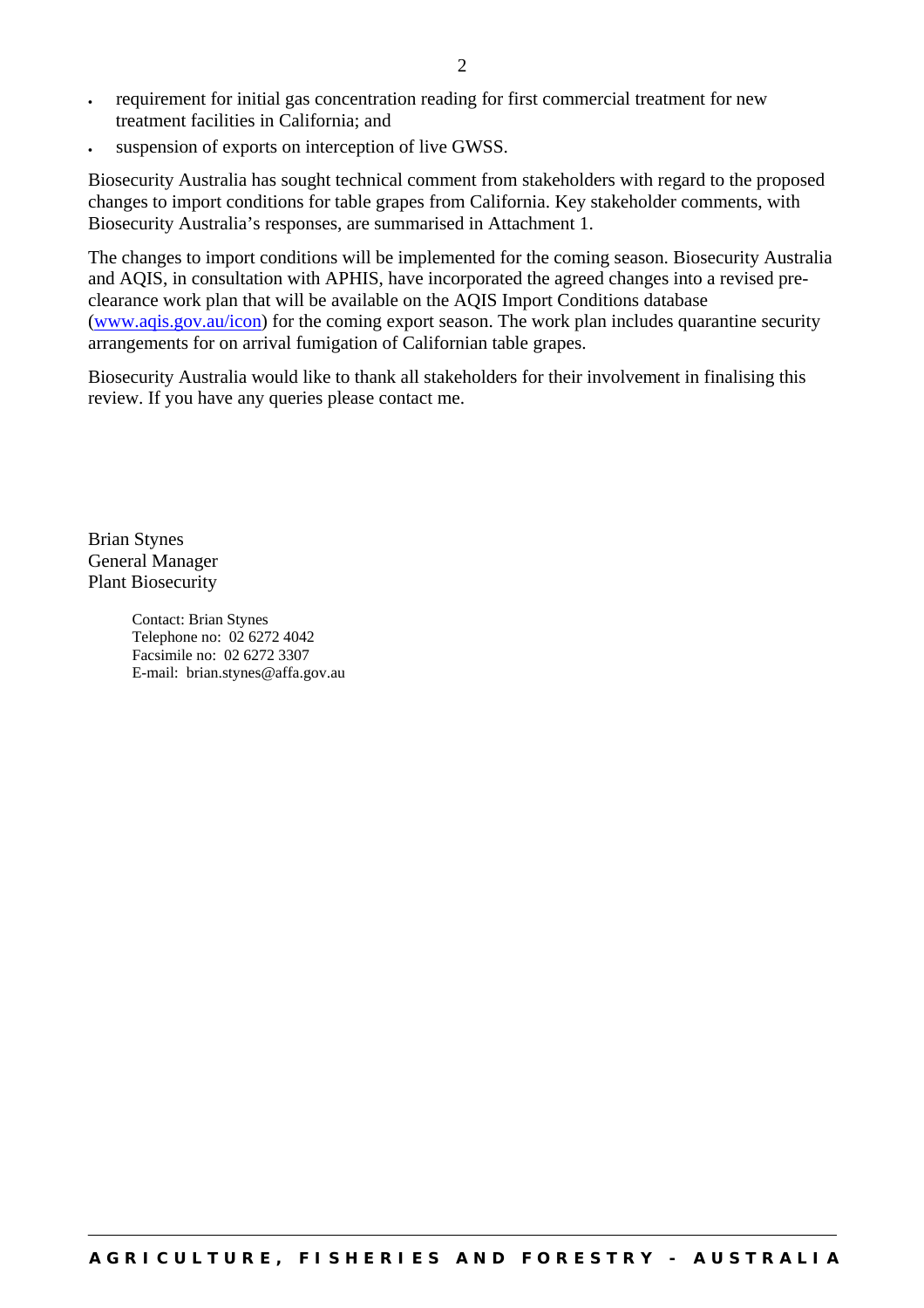- requirement for initial gas concentration reading for first commercial treatment for new treatment facilities in California; and
- suspension of exports on interception of live GWSS.

Biosecurity Australia has sought technical comment from stakeholders with regard to the proposed changes to import conditions for table grapes from California. Key stakeholder comments, with Biosecurity Australia's responses, are summarised in Attachment 1.

The changes to import conditions will be implemented for the coming season. Biosecurity Australia and AQIS, in consultation with APHIS, have incorporated the agreed changes into a revised pre-clearance work plan that will be available on the AQIS Import Conditions database ([www.aqis.gov.au/icon](www.aqis.gov.au/icon)) for the coming export season. The work plan includes quarantine security arrangements for on arrival fumigation of Californian table grapes.

Biosecurity Australia would like to thank all stakeholders for their involvement in finalising this review. If you have any queries please contact me.

Brian Stynes
General Manager
Plant Biosecurity

Contact: Brian Stynes
Telephone no: 02 6272 4042
Facsimile no: 02 6272 3307
E-mail: brian.stynes@affa.gov.au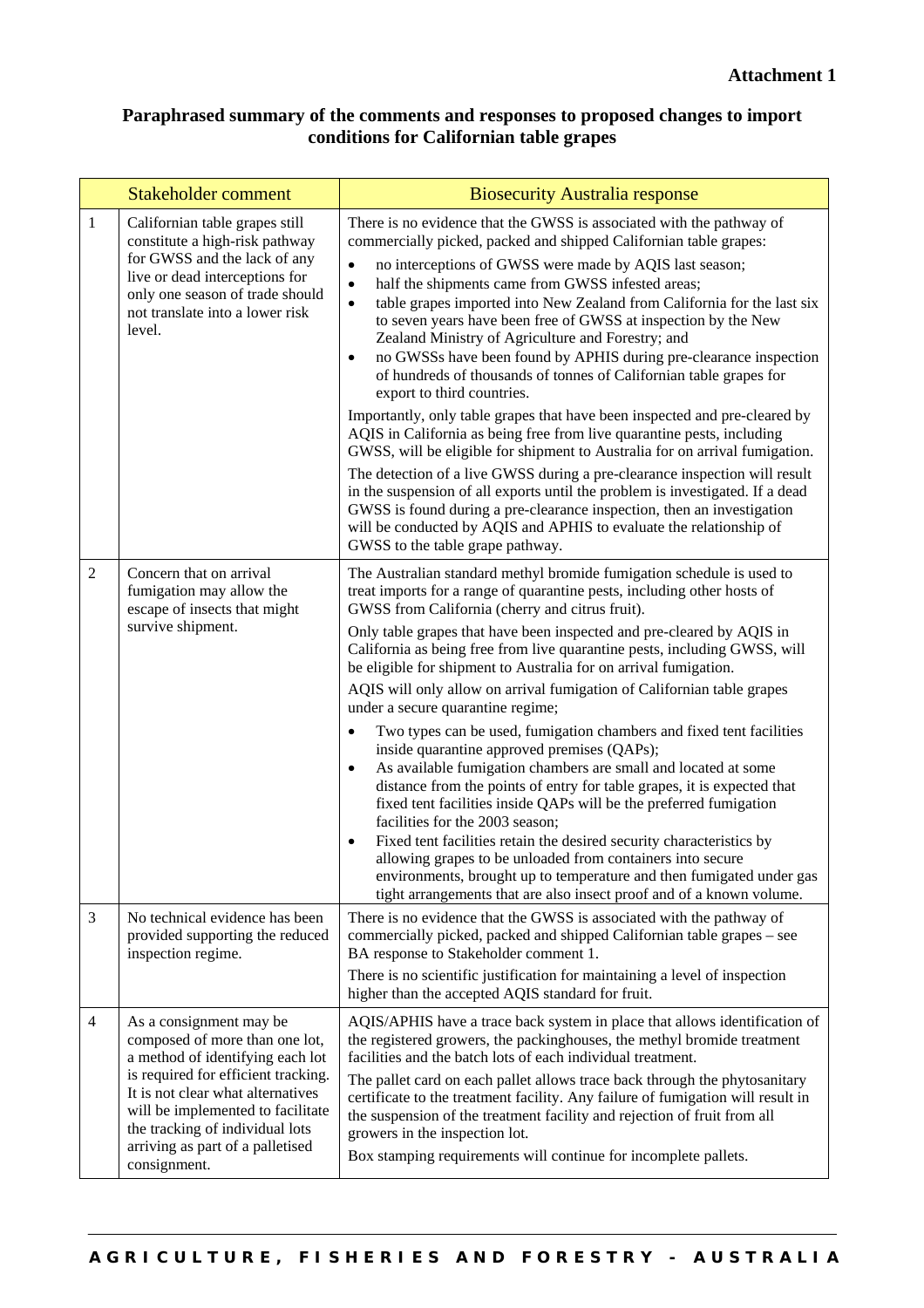**Attachment 1**

## Paraphrased summary of the comments and responses to proposed changes to import conditions for Californian table grapes

| | Stakeholder comment | Biosecurity Australia response |
|---|---|---|
| 1 | Californian table grapes still constitute a high-risk pathway for GWSS and the lack of any live or dead interceptions for only one season of trade should not translate into a lower risk level. | There is no evidence that the GWSS is associated with the pathway of commercially picked, packed and shipped Californian table grapes:<br>• no interceptions of GWSS were made by AQIS last season;<br>• half the shipments came from GWSS infested areas;<br>• table grapes imported into New Zealand from California for the last six to seven years have been free of GWSS at inspection by the New Zealand Ministry of Agriculture and Forestry; and<br>• no GWSSs have been found by APHIS during pre-clearance inspection of hundreds of thousands of tonnes of Californian table grapes for export to third countries.<br>Importantly, only table grapes that have been inspected and pre-cleared by AQIS in California as being free from live quarantine pests, including GWSS, will be eligible for shipment to Australia for on arrival fumigation.<br>The detection of a live GWSS during a pre-clearance inspection will result in the suspension of all exports until the problem is investigated. If a dead GWSS is found during a pre-clearance inspection, then an investigation will be conducted by AQIS and APHIS to evaluate the relationship of GWSS to the table grape pathway. |
| 2 | Concern that on arrival fumigation may allow the escape of insects that might survive shipment. | The Australian standard methyl bromide fumigation schedule is used to treat imports for a range of quarantine pests, including other hosts of GWSS from California (cherry and citrus fruit).<br>Only table grapes that have been inspected and pre-cleared by AQIS in California as being free from live quarantine pests, including GWSS, will be eligible for shipment to Australia for on arrival fumigation.<br>AQIS will only allow on arrival fumigation of Californian table grapes under a secure quarantine regime;<br>• Two types can be used, fumigation chambers and fixed tent facilities inside quarantine approved premises (QAPs);<br>• As available fumigation chambers are small and located at some distance from the points of entry for table grapes, it is expected that fixed tent facilities inside QAPs will be the preferred fumigation facilities for the 2003 season;<br>• Fixed tent facilities retain the desired security characteristics by allowing grapes to be unloaded from containers into secure environments, brought up to temperature and then fumigated under gas tight arrangements that are also insect proof and of a known volume. |
| 3 | No technical evidence has been provided supporting the reduced inspection regime. | There is no evidence that the GWSS is associated with the pathway of commercially picked, packed and shipped Californian table grapes – see BA response to Stakeholder comment 1.<br>There is no scientific justification for maintaining a level of inspection higher than the accepted AQIS standard for fruit. |
| 4 | As a consignment may be composed of more than one lot, a method of identifying each lot is required for efficient tracking. It is not clear what alternatives will be implemented to facilitate the tracking of individual lots arriving as part of a palletised consignment. | AQIS/APHIS have a trace back system in place that allows identification of the registered growers, the packinghouses, the methyl bromide treatment facilities and the batch lots of each individual treatment.<br>The pallet card on each pallet allows trace back through the phytosanitary certificate to the treatment facility. Any failure of fumigation will result in the suspension of the treatment facility and rejection of fruit from all growers in the inspection lot.<br>Box stamping requirements will continue for incomplete pallets. |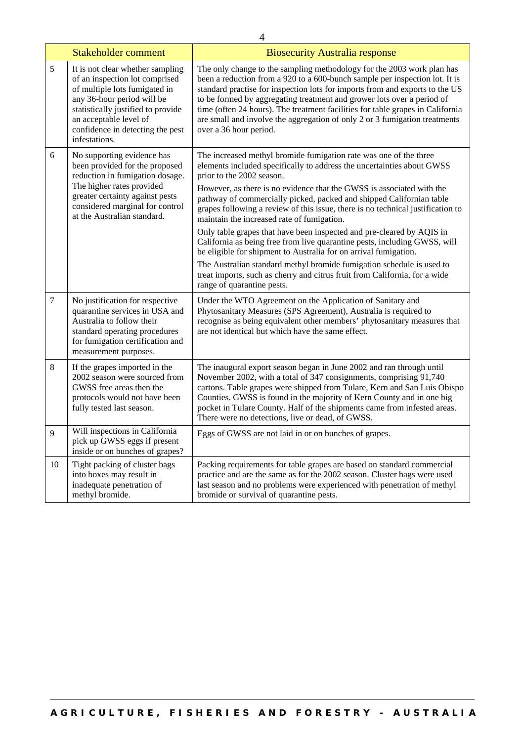| | Stakeholder comment | Biosecurity Australia response |
|---|---|---|
| 5 | It is not clear whether sampling of an inspection lot comprised of multiple lots fumigated in any 36-hour period will be statistically justified to provide an acceptable level of confidence in detecting the pest infestations. | The only change to the sampling methodology for the 2003 work plan has been a reduction from a 920 to a 600-bunch sample per inspection lot. It is standard practise for inspection lots for imports from and exports to the US to be formed by aggregating treatment and grower lots over a period of time (often 24 hours). The treatment facilities for table grapes in California are small and involve the aggregation of only 2 or 3 fumigation treatments over a 36 hour period. |
| 6 | No supporting evidence has been provided for the proposed reduction in fumigation dosage. The higher rates provided greater certainty against pests considered marginal for control at the Australian standard. | The increased methyl bromide fumigation rate was one of the three elements included specifically to address the uncertainties about GWSS prior to the 2002 season.<br>However, as there is no evidence that the GWSS is associated with the pathway of commercially picked, packed and shipped Californian table grapes following a review of this issue, there is no technical justification to maintain the increased rate of fumigation.<br>Only table grapes that have been inspected and pre-cleared by AQIS in California as being free from live quarantine pests, including GWSS, will be eligible for shipment to Australia for on arrival fumigation.<br>The Australian standard methyl bromide fumigation schedule is used to treat imports, such as cherry and citrus fruit from California, for a wide range of quarantine pests. |
| 7 | No justification for respective quarantine services in USA and Australia to follow their standard operating procedures for fumigation certification and measurement purposes. | Under the WTO Agreement on the Application of Sanitary and Phytosanitary Measures (SPS Agreement), Australia is required to recognise as being equivalent other members' phytosanitary measures that are not identical but which have the same effect. |
| 8 | If the grapes imported in the 2002 season were sourced from GWSS free areas then the protocols would not have been fully tested last season. | The inaugural export season began in June 2002 and ran through until November 2002, with a total of 347 consignments, comprising 91,740 cartons. Table grapes were shipped from Tulare, Kern and San Luis Obispo Counties. GWSS is found in the majority of Kern County and in one big pocket in Tulare County. Half of the shipments came from infested areas. There were no detections, live or dead, of GWSS. |
| 9 | Will inspections in California pick up GWSS eggs if present inside or on bunches of grapes? | Eggs of GWSS are not laid in or on bunches of grapes. |
| 10 | Tight packing of cluster bags into boxes may result in inadequate penetration of methyl bromide. | Packing requirements for table grapes are based on standard commercial practice and are the same as for the 2002 season. Cluster bags were used last season and no problems were experienced with penetration of methyl bromide or survival of quarantine pests. |